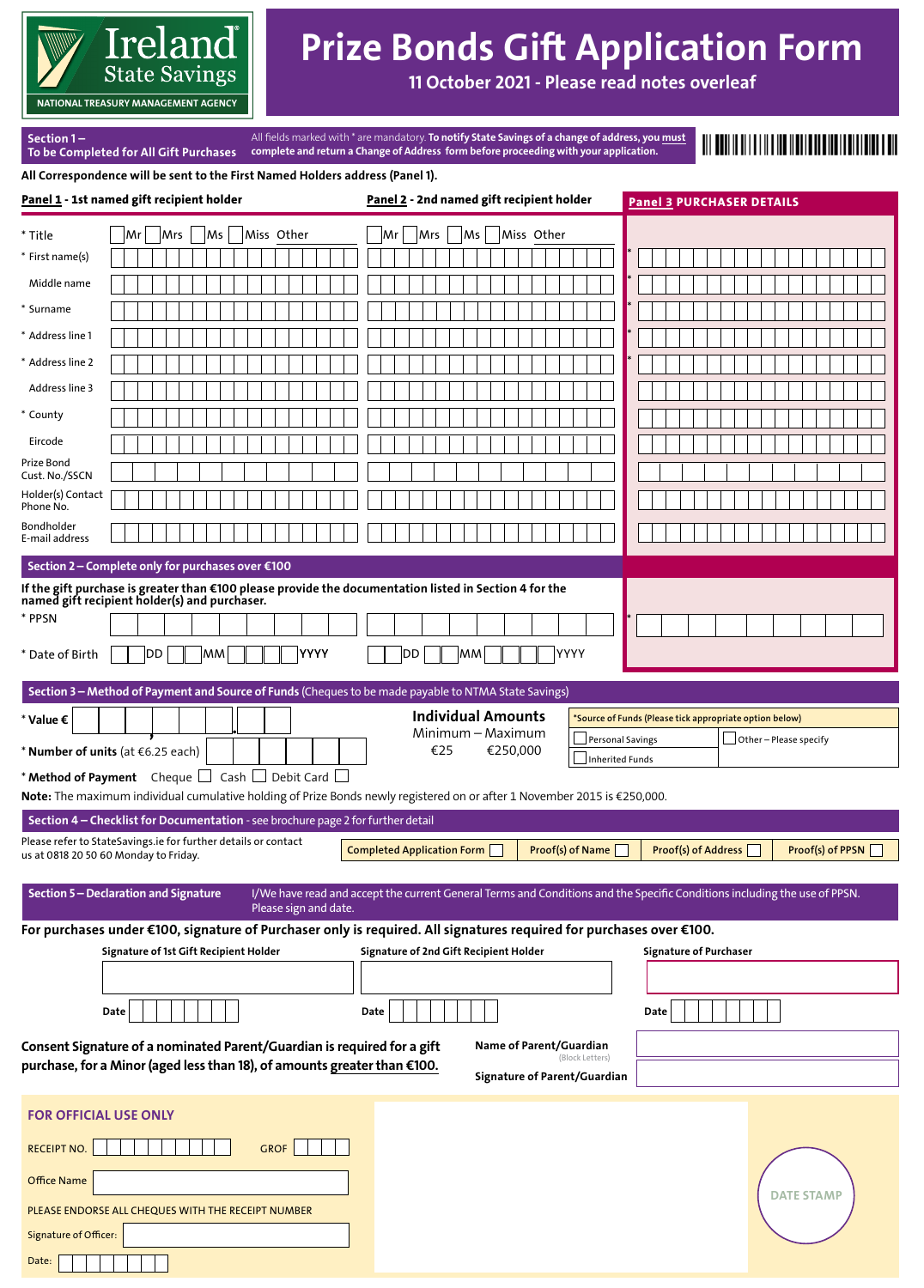Ireland State Savings
NATIONAL TREASURY MANAGEMENT AGENCY

# Prize Bonds Gift Application Form

**11 October 2021 - Please read notes overleaf**

## Section 1 – To be Completed for All Gift Purchases

All fields marked with * are mandatory. **To notify State Savings of a change of address, you must complete and return a Change of Address form before proceeding with your application.**

**All Correspondence will be sent to the First Named Holders address (Panel 1).**

| | **Panel 1** - 1st named gift recipient holder | **Panel 2** - 2nd named gift recipient holder | **Panel 3 PURCHASER DETAILS** |
|---|---|---|---|
| * Title | Mr / Mrs / Ms / Miss / Other | Mr / Mrs / Ms / Miss / Other | |
| * First name(s) | | | * |
| Middle name | | | * |
| * Surname | | | * |
| * Address line 1 | | | * |
| * Address line 2 | | | * |
| Address line 3 | | | |
| * County | | | |
| Eircode | | | |
| Prize Bond Cust. No./SSCN | | | |
| Holder(s) Contact Phone No. | | | |
| Bondholder E-mail address | | | |

## Section 2 – Complete only for purchases over €100

**If the gift purchase is greater than €100 please provide the documentation listed in Section 4 for the named gift recipient holder(s) and purchaser.**

| | Panel 1 | Panel 2 | Panel 3 |
|---|---|---|---|
| * PPSN | | | * |
| * Date of Birth | DD MM YYYY | DD MM YYYY | |

## Section 3 – Method of Payment and Source of Funds (Cheques to be made payable to NTMA State Savings)

**\* Value €**

**\* Number of units** (at €6.25 each)

**Individual Amounts**
Minimum – Maximum
€25 – €250,000

*Source of Funds (Please tick appropriate option below)
- Personal Savings
- Other – Please specify
- Inherited Funds

**\* Method of Payment** Cheque ☐ Cash ☐ Debit Card ☐

**Note:** The maximum individual cumulative holding of Prize Bonds newly registered on or after 1 November 2015 is €250,000.

## Section 4 – Checklist for Documentation - see brochure page 2 for further detail

Please refer to StateSavings.ie for further details or contact us at 0818 20 50 60 Monday to Friday.

Completed Application Form ☐ Proof(s) of Name ☐ Proof(s) of Address ☐ Proof(s) of PPSN ☐

## Section 5 – Declaration and Signature

I/We have read and accept the current General Terms and Conditions and the Specific Conditions including the use of PPSN. Please sign and date.

**For purchases under €100, signature of Purchaser only is required. All signatures required for purchases over €100.**

| Signature of 1st Gift Recipient Holder | Signature of 2nd Gift Recipient Holder | Signature of Purchaser |
|---|---|---|
| | | |
| Date | Date | Date |

**Consent Signature of a nominated Parent/Guardian is required for a gift purchase, for a Minor (aged less than 18), of amounts greater than €100.**

Name of Parent/Guardian (Block Letters)

Signature of Parent/Guardian

### FOR OFFICIAL USE ONLY

RECEIPT NO. GROF

Office Name

PLEASE ENDORSE ALL CHEQUES WITH THE RECEIPT NUMBER

Signature of Officer:

Date:

DATE STAMP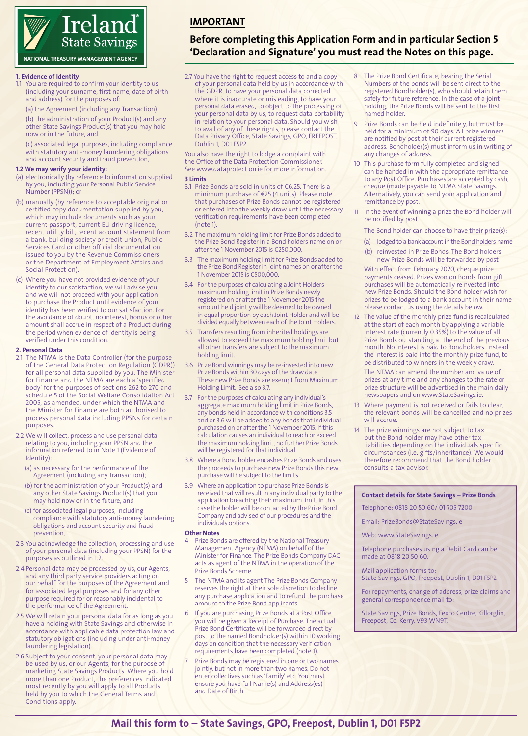Ireland State Savings

NATIONAL TREASURY MANAGEMENT AGENCY

## IMPORTANT

## Before completing this Application Form and in particular Section 5 'Declaration and Signature' you must read the Notes on this page.

### 1. Evidence of Identity

1.1 You are required to confirm your identity to us (including your surname, first name, date of birth and address) for the purposes of:

(a) the Agreement (including any Transaction);

(b) the administration of your Product(s) and any other State Savings Product(s) that you may hold now or in the future, and

(c) associated legal purposes, including compliance with statutory anti-money laundering obligations and account security and fraud prevention,

**1.2 We may verify your identity:**

(a) electronically (by reference to information supplied by you, including your Personal Public Service Number (PPSN)); or

(b) manually (by reference to acceptable original or certified copy documentation supplied by you, which may include documents such as your current passport, current EU driving licence, recent utility bill, recent account statement from a bank, building society or credit union, Public Services Card or other official documentation issued to you by the Revenue Commissioners or the Department of Employment Affairs and Social Protection).

(c) Where you have not provided evidence of your identity to our satisfaction, we will advise you and we will not proceed with your application to purchase the Product until evidence of your identity has been verified to our satisfaction. For the avoidance of doubt, no interest, bonus or other amount shall accrue in respect of a Product during the period when evidence of identity is being verified under this condition.

### 2. Personal Data

2.1 The NTMA is the Data Controller (for the purpose of the General Data Protection Regulation (GDPR)) for all personal data supplied by you. The Minister for Finance and the NTMA are each a 'specified body' for the purposes of sections 262 to 270 and schedule 5 of the Social Welfare Consolidation Act 2005, as amended, under which the NTMA and the Minister for Finance are both authorised to process personal data including PPSNs for certain purposes.

2.2 We will collect, process and use personal data relating to you, including your PPSN and the information referred to in Note 1 (Evidence of Identity):

(a) as necessary for the performance of the Agreement (including any Transaction);

(b) for the administration of your Product(s) and any other State Savings Product(s) that you may hold now or in the future, and

(c) for associated legal purposes, including compliance with statutory anti-money laundering obligations and account security and fraud prevention,

2.3 You acknowledge the collection, processing and use of your personal data (including your PPSN) for the purposes as outlined in 1.2.

2.4 Personal data may be processed by us, our Agents, and any third party service providers acting on our behalf for the purposes of the Agreement and for associated legal purposes and for any other purpose required for or reasonably incidental to the performance of the Agreement.

2.5 We will retain your personal data for as long as you have a holding with State Savings and otherwise in accordance with applicable data protection law and statutory obligations (including under anti-money laundering legislation).

2.6 Subject to your consent, your personal data may be used by us, or our Agents, for the purpose of marketing State Savings Products. Where you hold more than one Product, the preferences indicated most recently by you will apply to all Products held by you to which the General Terms and Conditions apply.

2.7 You have the right to request access to and a copy of your personal data held by us in accordance with the GDPR, to have your personal data corrected where it is inaccurate or misleading, to have your personal data erased, to object to the processing of your personal data by us, to request data portability in relation to your personal data. Should you wish to avail of any of these rights, please contact the Data Privacy Office, State Savings, GPO, FREEPOST, Dublin 1, D01 F5P2.

You also have the right to lodge a complaint with the Office of the Data Protection Commissioner. See www.dataprotection.ie for more information.

### 3 Limits

3.1 Prize Bonds are sold in units of €6.25. There is a minimum purchase of €25 (4 units). Please note that purchases of Prize Bonds cannot be registered or entered into the weekly draw until the necessary verification requirements have been completed (note 1).

3.2 The maximum holding limit for Prize Bonds added to the Prize Bond Register in a Bond holders name on or after the 1 November 2015 is €250,000.

3.3 The maximum holding limit for Prize Bonds added to the Prize Bond Register in joint names on or after the 1 November 2015 is €500,000.

3.4 For the purposes of calculating a Joint Holders maximum holding limit in Prize Bonds newly registered on or after the 1 November 2015 the amount held jointly will be deemed to be owned in equal proportion by each Joint Holder and will be divided equally between each of the Joint Holders.

3.5 Transfers resulting from inherited holdings are allowed to exceed the maximum holding limit but all other transfers are subject to the maximum holding limit.

3.6 Prize Bond winnings may be re-invested into new Prize Bonds within 30 days of the draw date. These new Prize Bonds are exempt from Maximum Holding Limit. See also 3.7.

3.7 For the purposes of calculating any individual's aggregate maximum holding limit in Prize Bonds, any bonds held in accordance with conditions 3.5 and or 3.6 will be added to any bonds that individual purchased on or after the 1 November 2015. If this calculation causes an individual to reach or exceed the maximum holding limit, no further Prize Bonds will be registered for that individual.

3.8 Where a Bond holder encashes Prize Bonds and uses the proceeds to purchase new Prize Bonds this new purchase will be subject to the limits.

3.9 Where an application to purchase Prize Bonds is received that will result in any individual party to the application breaching their maximum limit, in this case the holder will be contacted by the Prize Bond Company and advised of our procedures and the individuals options.

### Other Notes

4 Prize Bonds are offered by the National Treasury Management Agency (NTMA) on behalf of the Minister for Finance. The Prize Bonds Company DAC acts as agent of the NTMA in the operation of the Prize Bonds Scheme.

5 The NTMA and its agent The Prize Bonds Company reserves the right at their sole discretion to decline any purchase application and to refund the purchase amount to the Prize Bond applicants.

6 If you are purchasing Prize Bonds at a Post Office you will be given a Receipt of Purchase. The actual Prize Bond Certificate will be forwarded direct by post to the named Bondholder(s) within 10 working days on condition that the necessary verification requirements have been completed (note 1).

7 Prize Bonds may be registered in one or two names jointly, but not in more than two names. Do not enter collectives such as 'Family' etc. You must ensure you have full Name(s) and Address(es) and Date of Birth.

8 The Prize Bond Certificate, bearing the Serial Numbers of the bonds will be sent direct to the registered Bondholder(s), who should retain them safely for future reference. In the case of a joint holding, the Prize Bonds will be sent to the first named holder.

9 Prize Bonds can be held indefinitely, but must be held for a minimum of 90 days. All prize winners are notified by post at their current registered address. Bondholder(s) must inform us in writing of any changes of address.

10 This purchase form fully completed and signed can be handed in with the appropriate remittance to any Post Office. Purchases are accepted by cash, cheque (made payable to NTMA State Savings. Alternatively, you can send your application and remittance by post.

11 In the event of winning a prize the Bond holder will be notified by post.

The Bond holder can choose to have their prize(s):

(a) lodged to a bank account in the Bond holders name

(b) reinvested in Prize Bonds. The Bond holders new Prize Bonds will be forwarded by post

With effect from February 2020, cheque prize payments ceased. Prizes won on Bonds from gift purchases will be automatically reinvested into new Prize Bonds. Should the Bond holder wish for prizes to be lodged to a bank account in their name please contact us using the details below.

12 The value of the monthly prize fund is recalculated at the start of each month by applying a variable interest rate (currently 0.35%) to the value of all Prize Bonds outstanding at the end of the previous month. No interest is paid to Bondholders. Instead the interest is paid into the monthly prize fund, to be distributed to winners in the weekly draw.

The NTMA can amend the number and value of prizes at any time and any changes to the rate or prize structure will be advertised in the main daily newspapers and on www.StateSavings.ie.

13 Where payment is not received or fails to clear, the relevant bonds will be cancelled and no prizes will accrue.

14 The prize winnings are not subject to tax but the Bond holder may have other tax liabilities depending on the individuals specific circumstances (i.e. gifts/inheritance). We would therefore recommend that the Bond holder consults a tax advisor.

**Contact details for State Savings – Prize Bonds**

Telephone: 0818 20 50 60/ 01 705 7200

Email: PrizeBonds@StateSavings.ie

Web: www.StateSavings.ie

Telephone purchases using a Debit Card can be made at 0818 20 50 60.

Mail application forms to:
State Savings, GPO, Freepost, Dublin 1, D01 F5P2

For repayments, change of address, prize claims and general correspondence mail to:

State Savings, Prize Bonds, Fexco Centre, Killorglin, Freepost, Co. Kerry, V93 WN9T.

**Mail this form to – State Savings, GPO, Freepost, Dublin 1, D01 F5P2**